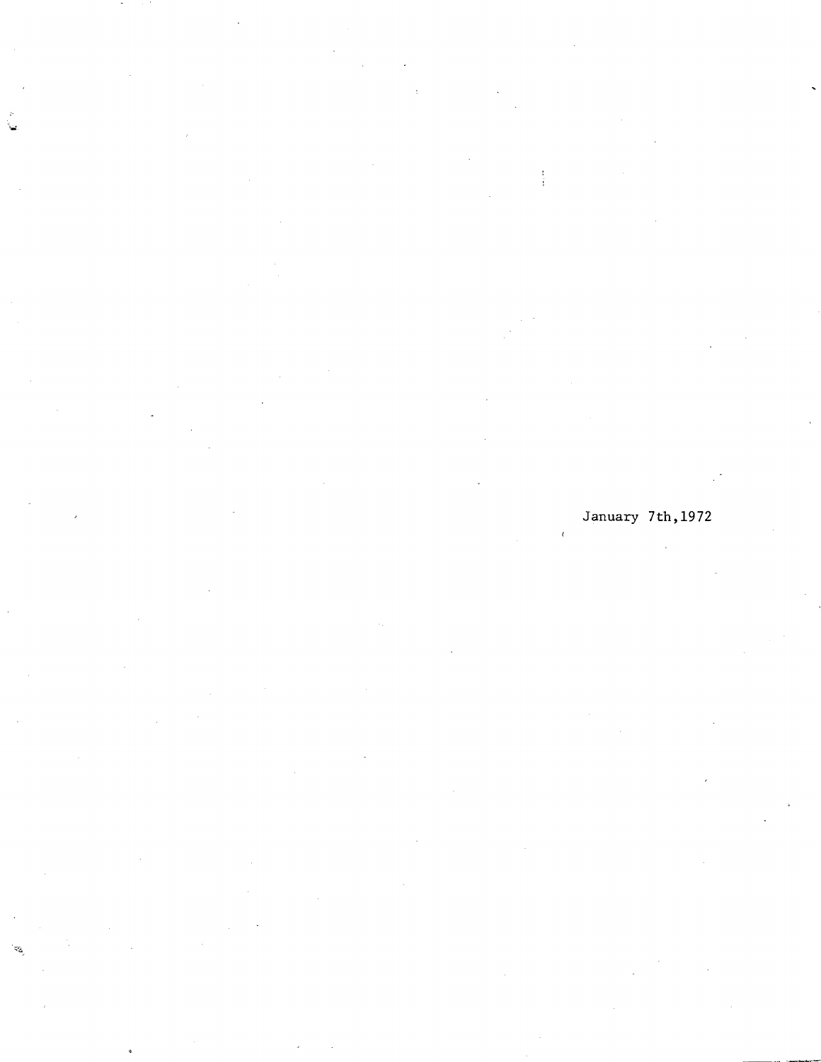January 7th,1972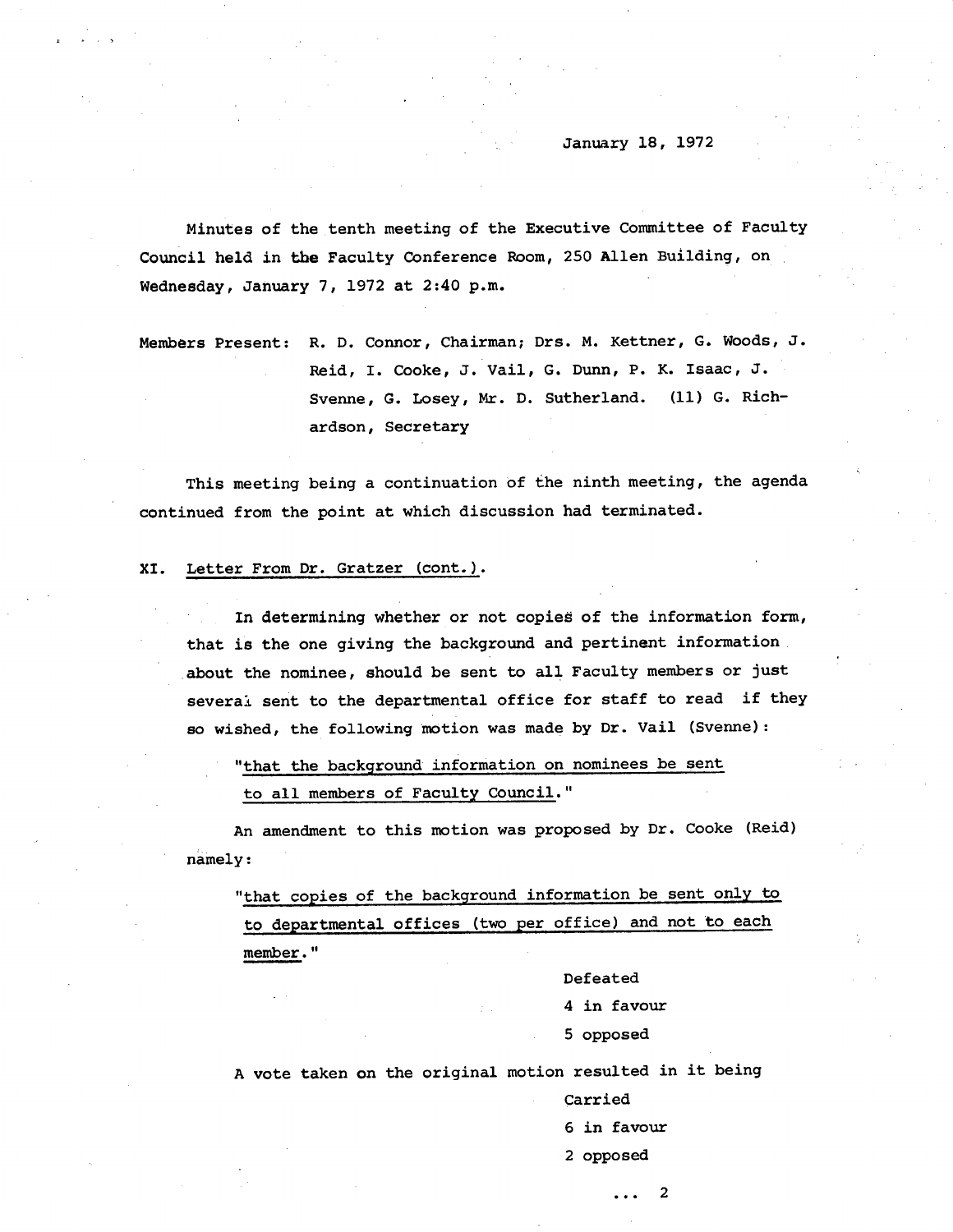January 18, 1972

Minutes of the tenth meeting of the Executive Committee of Faculty Council held in the Faculty Conference Room, 250 Allen Building, on Wednesday, January 7, 1972 at 2:40 p.m.

Members Present: R. D. Connor, Chairman; Drs. M. Kettner, G. Woods, J. Reid, I. Cooke, J. Vail, G. Dunn, P. K. Isaac, J. Svenne, G. Losey, Mr. D. Sutherland. (11) G. Richardson, Secretary

This meeting being a continuation of the ninth meeting, the agenda continued from the point at which discussion had terminated.

XI. Letter From Dr. Gratzer (cont.).

In determining whether or not copies of the information form, that is the one giving the background and pertinent information about the nominee, should be sent to all Faculty members or just several sent to the departmental office for staff to read if they so wished, the following motion was made by Dr. Vail (Svenne):

"that the background information on nominees be sent to all members of Faculty Council."

An amendment to this motion was proposed by Dr. Cooke (Reid) namely:

"that copies of the background information be sent only to to departmental offices (two per office) and not to each member."

Defeated
4 in favour
5 opposed

A vote taken on the original motion resulted in it being

Carried
6 in favour
2 opposed

... 2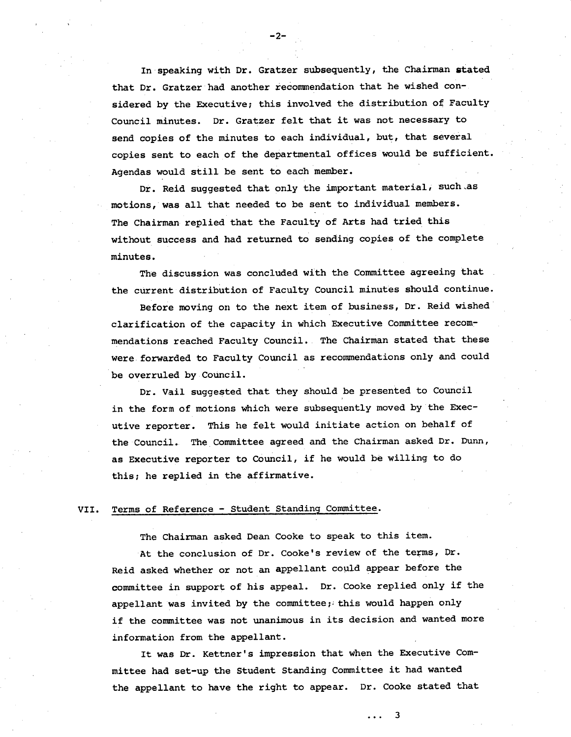In speaking with Dr. Gratzer subsequently, the Chairman stated that Dr. Gratzer had another recommendation that he wished considered by the Executive; this involved the distribution of Faculty Council minutes. Dr. Gratzer felt that it was not necessary to send copies of the minutes to each individual, but, that several copies sent to each of the departmental offices would be sufficient. Agendas would still be sent to each member.

Dr. Reid suggested that only the important material, such as motions, was all that needed to be sent to individual members. The Chairman replied that the Faculty of Arts had tried this without success and had returned to sending copies of the complete minutes.

The discussion was concluded with the Committee agreeing that the current distribution of Faculty Council minutes should continue.

Before moving on to the next item of business, Dr. Reid wished clarification of the capacity in which Executive Committee recommendations reached Faculty Council. The Chairman stated that these were forwarded to Faculty Council as recommendations only and could be overruled by Council.

Dr. Vail suggested that they should be presented to Council in the form of motions which were subsequently moved by the Executive reporter. This he felt would initiate action on behalf of the Council. The Committee agreed and the Chairman asked Dr. Dunn, as Executive reporter to Council, if he would be willing to do this; he replied in the affirmative.

## VII. Terms of Reference - Student Standing Committee.

The Chairman asked Dean Cooke to speak to this item.

At the conclusion of Dr. Cooke's review of the terms, Dr. Reid asked whether or not an appellant could appear before the committee in support of his appeal. Dr. Cooke replied only if the appellant was invited by the committee; this would happen only if the committee was not unanimous in its decision and wanted more information from the appellant.

It was Dr. Kettner's impression that when the Executive Committee had set-up the Student Standing Committee it had wanted the appellant to have the right to appear. Dr. Cooke stated that

... 3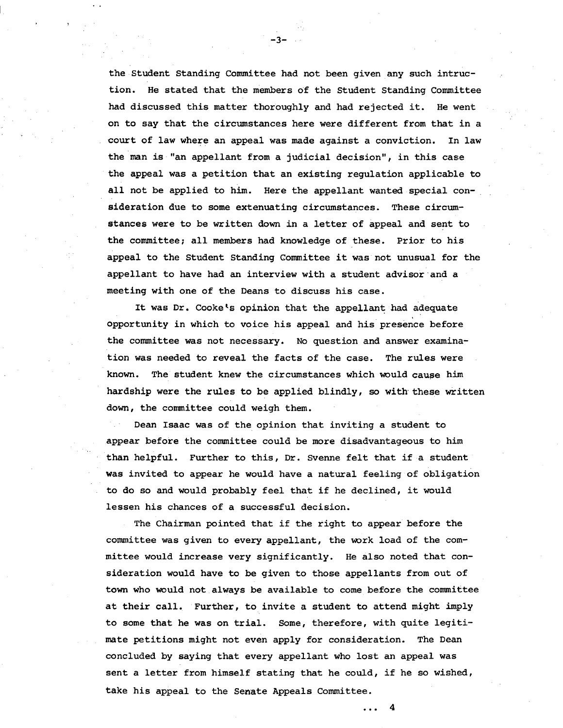the Student Standing Committee had not been given any such intruction. He stated that the members of the Student Standing Committee had discussed this matter thoroughly and had rejected it. He went on to say that the circumstances here were different from that in a court of law where an appeal was made against a conviction. In law the man is "an appellant from a judicial decision", in this case the appeal was a petition that an existing regulation applicable to all not be applied to him. Here the appellant wanted special consideration due to some extenuating circumstances. These circumstances were to be written down in a letter of appeal and sent to the committee; all members had knowledge of these. Prior to his appeal to the Student Standing Committee it was not unusual for the appellant to have had an interview with a student advisor and a meeting with one of the Deans to discuss his case.

It was Dr. Cooke's opinion that the appellant had adequate opportunity in which to voice his appeal and his presence before the committee was not necessary. No question and answer examination was needed to reveal the facts of the case. The rules were known. The student knew the circumstances which would cause him hardship were the rules to be applied blindly, so with these written down, the committee could weigh them.

Dean Isaac was of the opinion that inviting a student to appear before the committee could be more disadvantageous to him than helpful. Further to this, Dr. Svenne felt that if a student was invited to appear he would have a natural feeling of obligation to do so and would probably feel that if he declined, it would lessen his chances of a successful decision.

The Chairman pointed that if the right to appear before the committee was given to every appellant, the work load of the committee would increase very significantly. He also noted that consideration would have to be given to those appellants from out of town who would not always be available to come before the committee at their call. Further, to invite a student to attend might imply to some that he was on trial. Some, therefore, with quite legitimate petitions might not even apply for consideration. The Dean concluded by saying that every appellant who lost an appeal was sent a letter from himself stating that he could, if he so wished, take his appeal to the Senate Appeals Committee.

... 4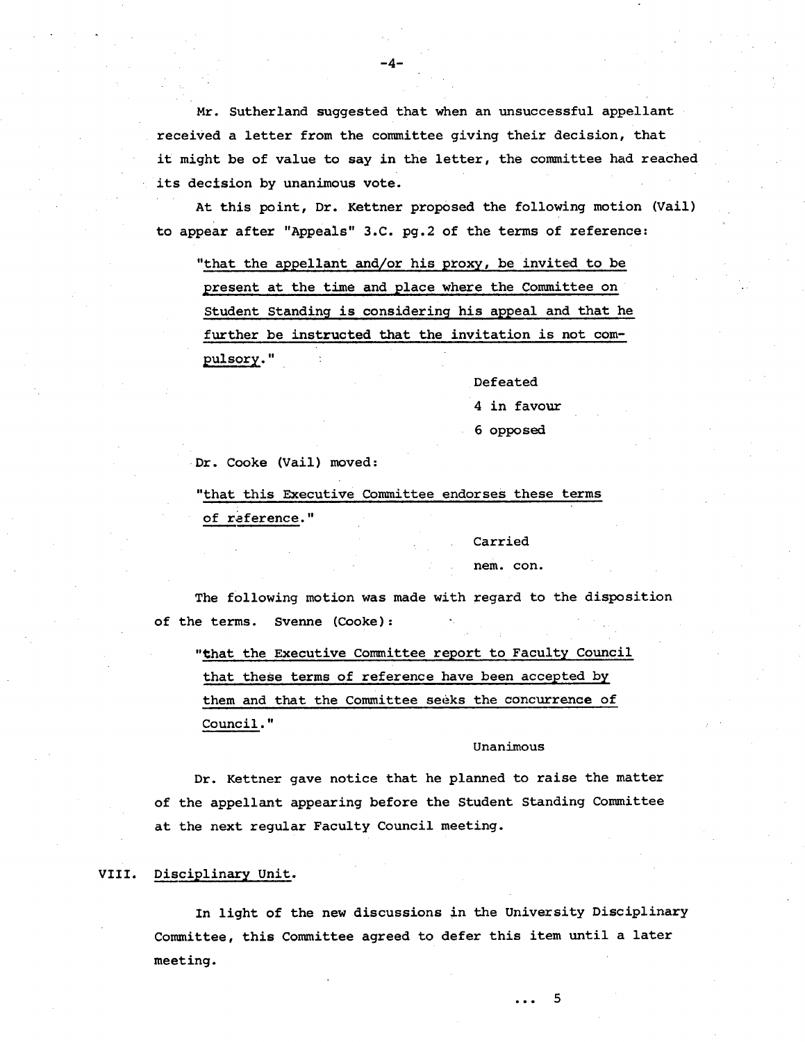Mr. Sutherland suggested that when an unsuccessful appellant received a letter from the committee giving their decision, that it might be of value to say in the letter, the committee had reached its decision by unanimous vote.

At this point, Dr. Kettner proposed the following motion (Vail) to appear after "Appeals" 3.C. pg.2 of the terms of reference:

> "that the appellant and/or his proxy, be invited to be present at the time and place where the Committee on Student Standing is considering his appeal and that he further be instructed that the invitation is not compulsory."

Defeated
4 in favour
6 opposed

Dr. Cooke (Vail) moved:

> "that this Executive Committee endorses these terms of reference."

Carried
nem. con.

The following motion was made with regard to the disposition of the terms. Svenne (Cooke):

> "that the Executive Committee report to Faculty Council that these terms of reference have been accepted by them and that the Committee seeks the concurrence of Council."

Unanimous

Dr. Kettner gave notice that he planned to raise the matter of the appellant appearing before the Student Standing Committee at the next regular Faculty Council meeting.

## VIII. Disciplinary Unit.

In light of the new discussions in the University Disciplinary Committee, this Committee agreed to defer this item until a later meeting.

... 5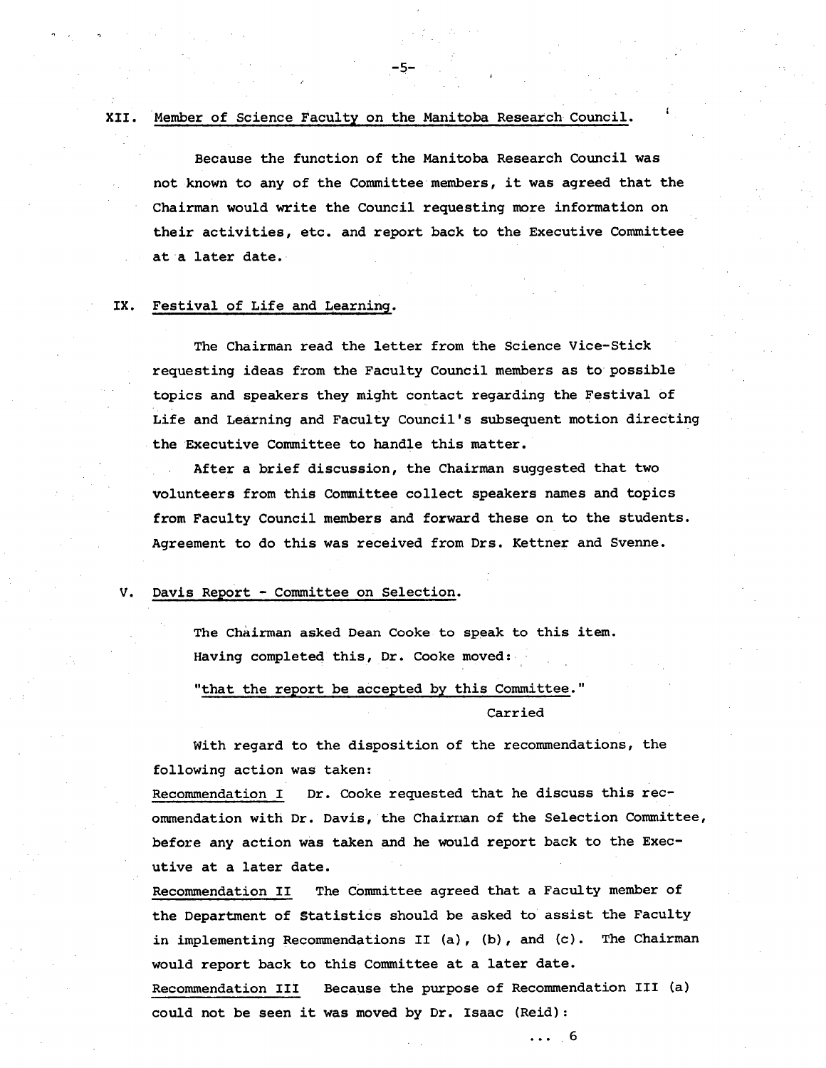## XII. Member of Science Faculty on the Manitoba Research Council.

Because the function of the Manitoba Research Council was not known to any of the Committee members, it was agreed that the Chairman would write the Council requesting more information on their activities, etc. and report back to the Executive Committee at a later date.

## IX. Festival of Life and Learning.

The Chairman read the letter from the Science Vice-Stick requesting ideas from the Faculty Council members as to possible topics and speakers they might contact regarding the Festival of Life and Learning and Faculty Council's subsequent motion directing the Executive Committee to handle this matter.

After a brief discussion, the Chairman suggested that two volunteers from this Committee collect speakers names and topics from Faculty Council members and forward these on to the students. Agreement to do this was received from Drs. Kettner and Svenne.

## V. Davis Report - Committee on Selection.

The Chairman asked Dean Cooke to speak to this item. Having completed this, Dr. Cooke moved:

"<u>that the report be accepted by this Committee</u>."

Carried

With regard to the disposition of the recommendations, the following action was taken:

<u>Recommendation I</u> Dr. Cooke requested that he discuss this recommendation with Dr. Davis, the Chairman of the Selection Committee, before any action was taken and he would report back to the Executive at a later date.

<u>Recommendation II</u> The Committee agreed that a Faculty member of the Department of Statistics should be asked to assist the Faculty in implementing Recommendations II (a), (b), and (c). The Chairman would report back to this Committee at a later date.

<u>Recommendation III</u> Because the purpose of Recommendation III (a) could not be seen it was moved by Dr. Isaac (Reid):

... 6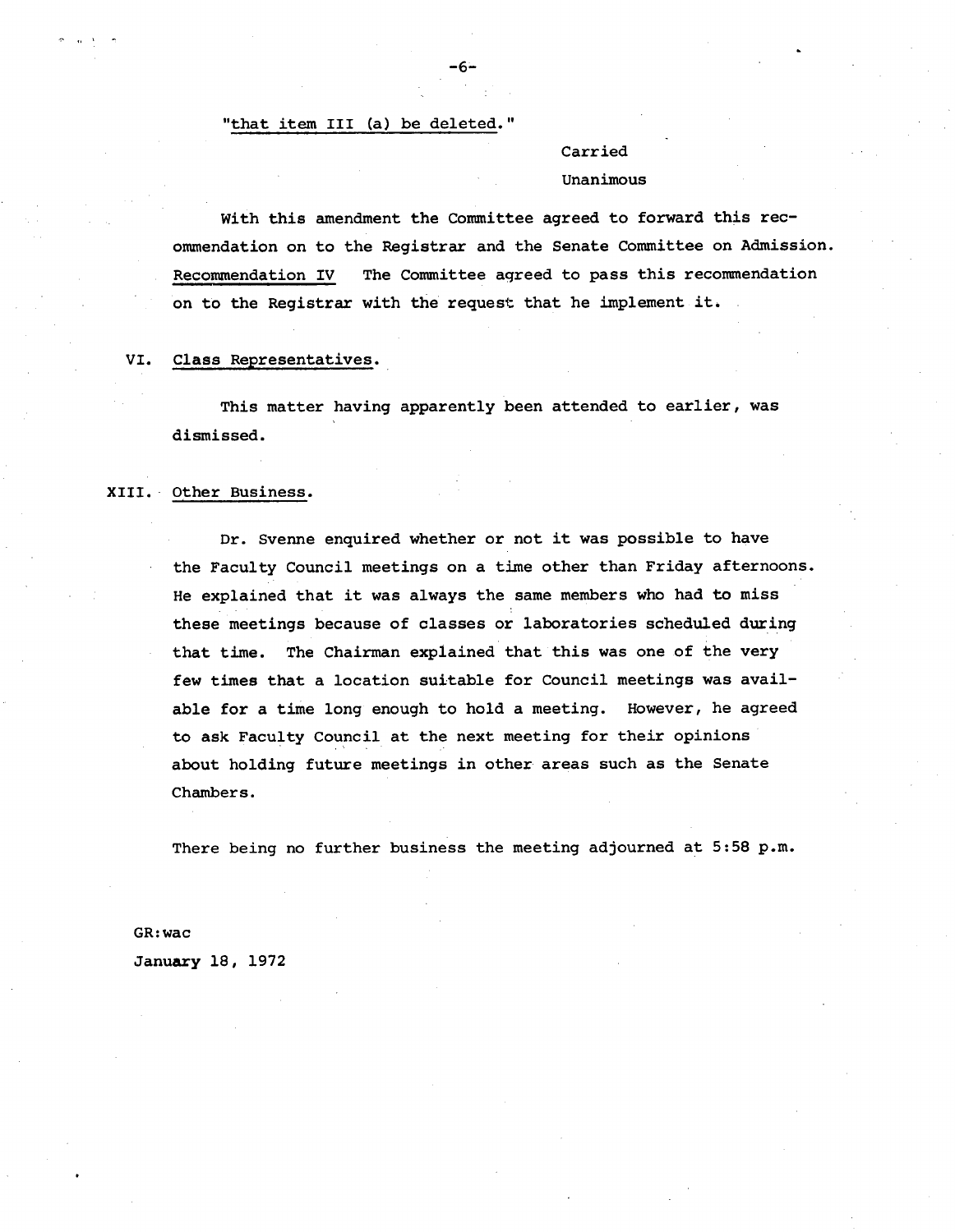"<u>that item III (a) be deleted.</u>"

Carried
Unanimous

With this amendment the Committee agreed to forward this recommendation on to the Registrar and the Senate Committee on Admission.

<u>Recommendation IV</u> The Committee agreed to pass this recommendation on to the Registrar with the request that he implement it.

VI. <u>Class Representatives.</u>

This matter having apparently been attended to earlier, was dismissed.

XIII. <u>Other Business.</u>

Dr. Svenne enquired whether or not it was possible to have the Faculty Council meetings on a time other than Friday afternoons. He explained that it was always the same members who had to miss these meetings because of classes or laboratories scheduled during that time. The Chairman explained that this was one of the very few times that a location suitable for Council meetings was available for a time long enough to hold a meeting. However, he agreed to ask Faculty Council at the next meeting for their opinions about holding future meetings in other areas such as the Senate Chambers.

There being no further business the meeting adjourned at 5:58 p.m.

GR:wac
January 18, 1972